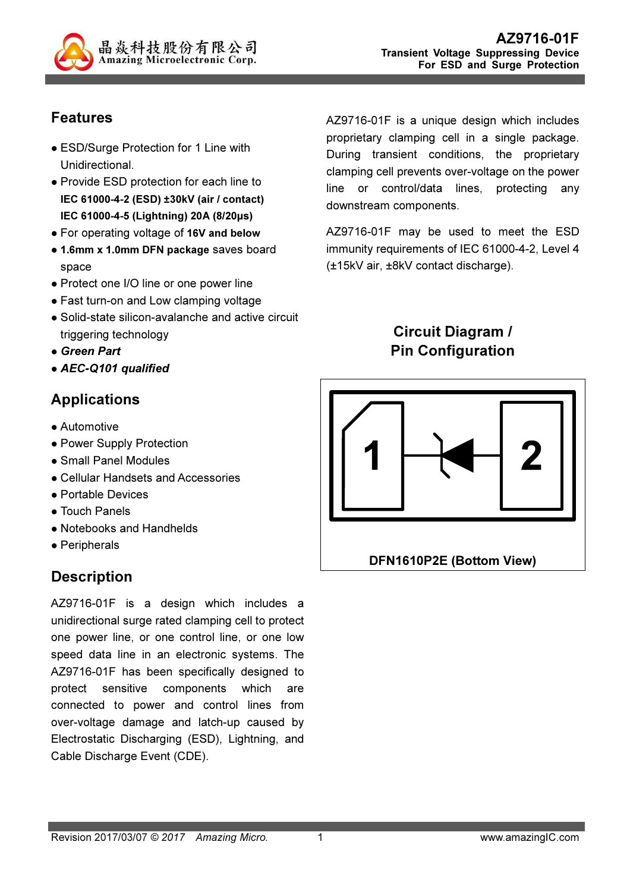# AZ9716-01F

**Transient Voltage Suppressing Device**
**For ESD and Surge Protection**

## Features

- ESD/Surge Protection for 1 Line with Unidirectional.
- Provide ESD protection for each line to
  **IEC 61000-4-2 (ESD) ±30kV (air / contact)**
  **IEC 61000-4-5 (Lightning) 20A (8/20μs)**
- For operating voltage of **16V and below**
- **1.6mm x 1.0mm DFN package** saves board space
- Protect one I/O line or one power line
- Fast turn-on and Low clamping voltage
- Solid-state silicon-avalanche and active circuit triggering technology
- ***Green Part***
- ***AEC-Q101 qualified***

## Applications

- Automotive
- Power Supply Protection
- Small Panel Modules
- Cellular Handsets and Accessories
- Portable Devices
- Touch Panels
- Notebooks and Handhelds
- Peripherals

## Description

AZ9716-01F is a design which includes a unidirectional surge rated clamping cell to protect one power line, or one control line, or one low speed data line in an electronic systems. The AZ9716-01F has been specifically designed to protect sensitive components which are connected to power and control lines from over-voltage damage and latch-up caused by Electrostatic Discharging (ESD), Lightning, and Cable Discharge Event (CDE).

AZ9716-01F is a unique design which includes proprietary clamping cell in a single package. During transient conditions, the proprietary clamping cell prevents over-voltage on the power line or control/data lines, protecting any downstream components.

AZ9716-01F may be used to meet the ESD immunity requirements of IEC 61000-4-2, Level 4 (±15kV air, ±8kV contact discharge).

## Circuit Diagram / Pin Configuration

1 2

DFN1610P2E (Bottom View)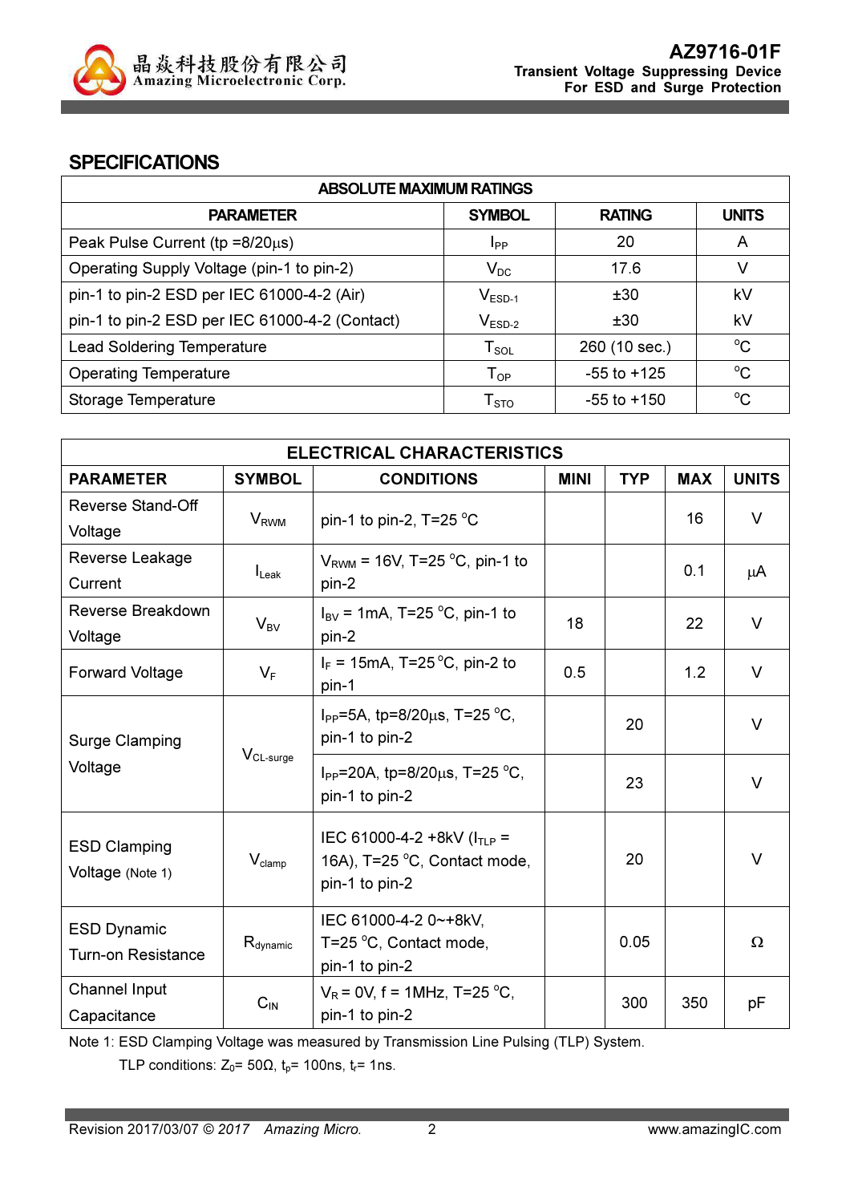## SPECIFICATIONS

| ABSOLUTE MAXIMUM RATINGS | | | |
|---|---|---|---|
| **PARAMETER** | **SYMBOL** | **RATING** | **UNITS** |
| Peak Pulse Current (tp =8/20μs) | $I_{PP}$ | 20 | A |
| Operating Supply Voltage (pin-1 to pin-2) | $V_{DC}$ | 17.6 | V |
| pin-1 to pin-2 ESD per IEC 61000-4-2 (Air) | $V_{ESD-1}$ | ±30 | kV |
| pin-1 to pin-2 ESD per IEC 61000-4-2 (Contact) | $V_{ESD-2}$ | ±30 | kV |
| Lead Soldering Temperature | $T_{SOL}$ | 260 (10 sec.) | °C |
| Operating Temperature | $T_{OP}$ | -55 to +125 | °C |
| Storage Temperature | $T_{STO}$ | -55 to +150 | °C |

| ELECTRICAL CHARACTERISTICS | | | | | | |
|---|---|---|---|---|---|---|
| **PARAMETER** | **SYMBOL** | **CONDITIONS** | **MINI** | **TYP** | **MAX** | **UNITS** |
| Reverse Stand-Off Voltage | $V_{RWM}$ | pin-1 to pin-2, T=25 °C | | | 16 | V |
| Reverse Leakage Current | $I_{Leak}$ | $V_{RWM}$ = 16V, T=25 °C, pin-1 to pin-2 | | | 0.1 | μA |
| Reverse Breakdown Voltage | $V_{BV}$ | $I_{BV}$ = 1mA, T=25 °C, pin-1 to pin-2 | 18 | | 22 | V |
| Forward Voltage | $V_F$ | $I_F$ = 15mA, T=25 °C, pin-2 to pin-1 | 0.5 | | 1.2 | V |
| Surge Clamping Voltage | $V_{CL-surge}$ | $I_{PP}$=5A, tp=8/20μs, T=25 °C, pin-1 to pin-2 | | 20 | | V |
| | | $I_{PP}$=20A, tp=8/20μs, T=25 °C, pin-1 to pin-2 | | 23 | | V |
| ESD Clamping Voltage (Note 1) | $V_{clamp}$ | IEC 61000-4-2 +8kV ($I_{TLP}$ = 16A), T=25 °C, Contact mode, pin-1 to pin-2 | | 20 | | V |
| ESD Dynamic Turn-on Resistance | $R_{dynamic}$ | IEC 61000-4-2 0~+8kV, T=25 °C, Contact mode, pin-1 to pin-2 | | 0.05 | | Ω |
| Channel Input Capacitance | $C_{IN}$ | $V_R$ = 0V, f = 1MHz, T=25 °C, pin-1 to pin-2 | | 300 | 350 | pF |

Note 1: ESD Clamping Voltage was measured by Transmission Line Pulsing (TLP) System.
TLP conditions: $Z_0$= 50Ω, $t_p$= 100ns, $t_r$= 1ns.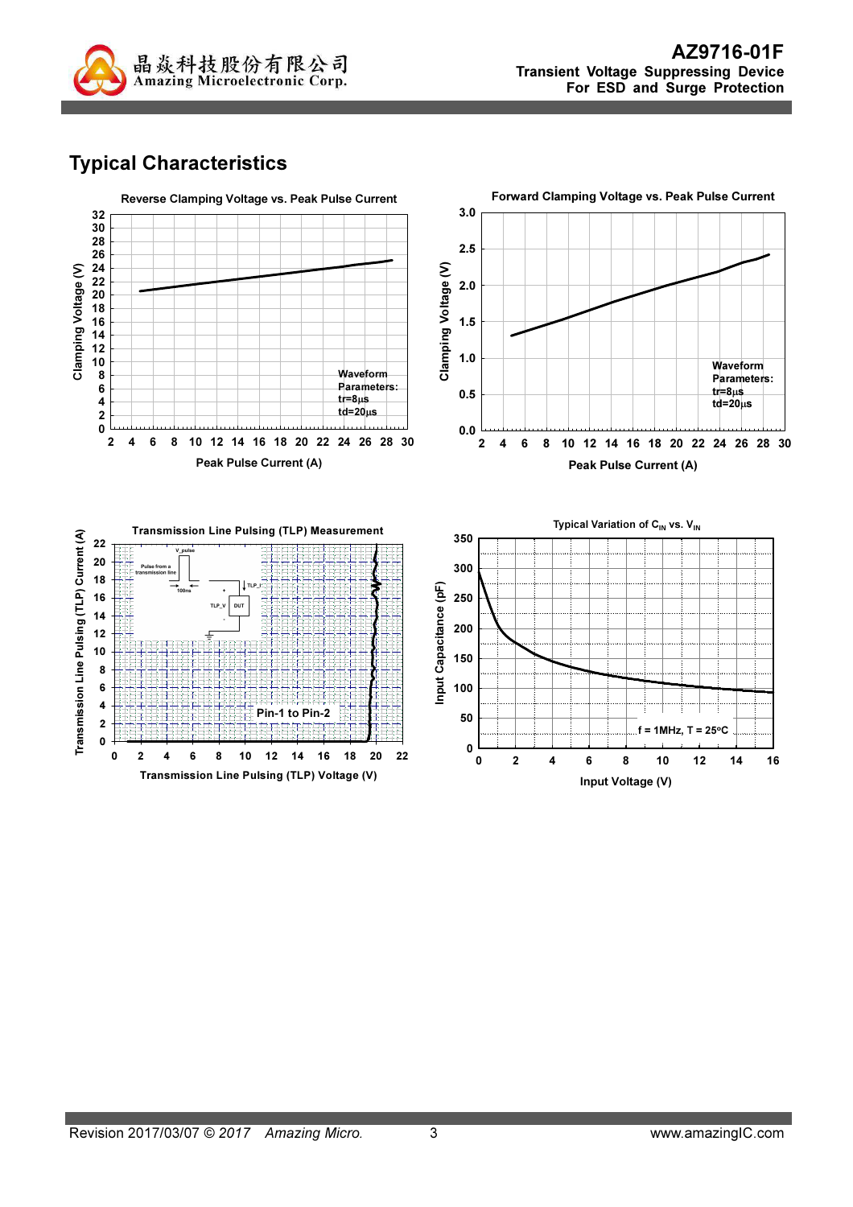## Typical Characteristics

**Reverse Clamping Voltage vs. Peak Pulse Current**

Clamping Voltage (V) vs. Peak Pulse Current (A)

Waveform Parameters:
tr=8µs
td=20µs

**Forward Clamping Voltage vs. Peak Pulse Current**

Clamping Voltage (V) vs. Peak Pulse Current (A)

Waveform Parameters:
tr=8µs
td=20µs

**Transmission Line Pulsing (TLP) Measurement**

Transmission Line Pulsing (TLP) Current (A) vs. Transmission Line Pulsing (TLP) Voltage (V)

Pin-1 to Pin-2

**Typical Variation of $C_{IN}$ vs. $V_{IN}$**

Input Capacitance (pF) vs. Input Voltage (V)

f = 1MHz, T = 25°C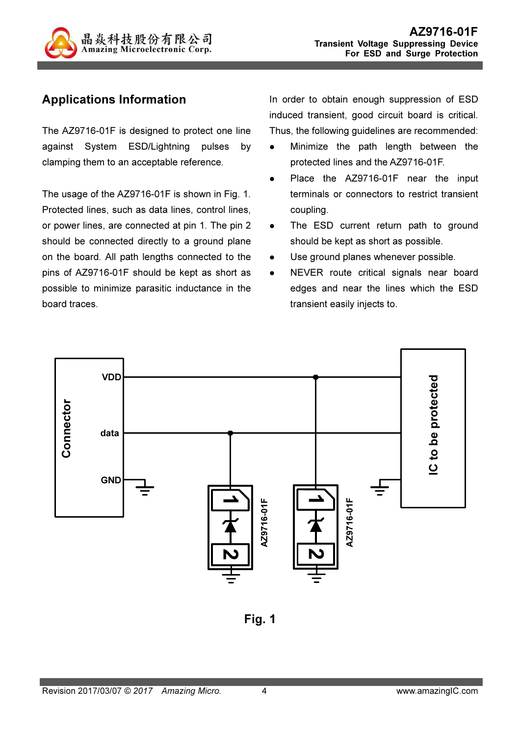## Applications Information

The AZ9716-01F is designed to protect one line against System ESD/Lightning pulses by clamping them to an acceptable reference.

The usage of the AZ9716-01F is shown in Fig. 1. Protected lines, such as data lines, control lines, or power lines, are connected at pin 1. The pin 2 should be connected directly to a ground plane on the board. All path lengths connected to the pins of AZ9716-01F should be kept as short as possible to minimize parasitic inductance in the board traces.

In order to obtain enough suppression of ESD induced transient, good circuit board is critical. Thus, the following guidelines are recommended:

- Minimize the path length between the protected lines and the AZ9716-01F.
- Place the AZ9716-01F near the input terminals or connectors to restrict transient coupling.
- The ESD current return path to ground should be kept as short as possible.
- Use ground planes whenever possible.
- NEVER route critical signals near board edges and near the lines which the ESD transient easily injects to.

**Fig. 1**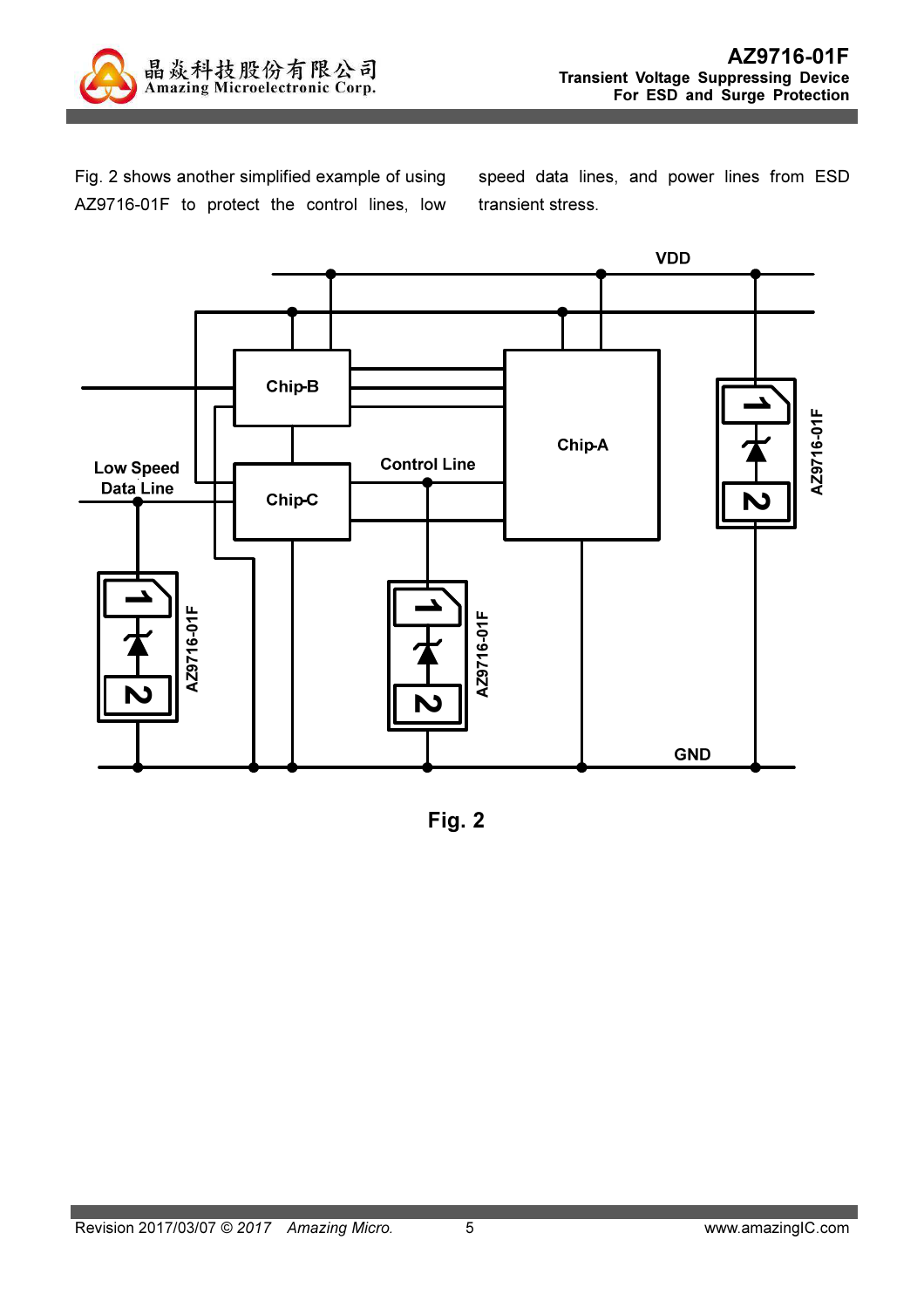Fig. 2 shows another simplified example of using AZ9716-01F to protect the control lines, low speed data lines, and power lines from ESD transient stress.

Fig. 2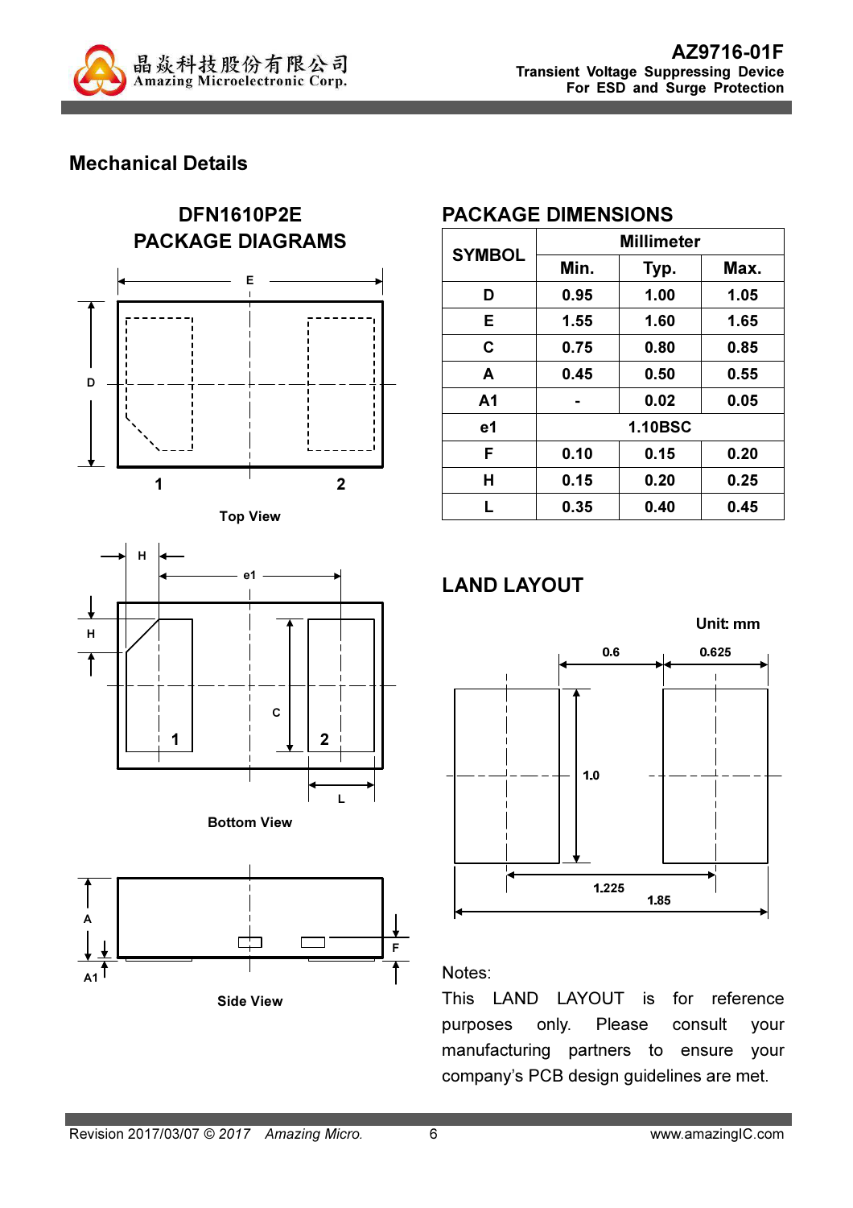## Mechanical Details

### DFN1610P2E PACKAGE DIAGRAMS

Top View

Bottom View

Side View

### PACKAGE DIMENSIONS

| SYMBOL | Millimeter | | |
|---|---|---|---|
| | Min. | Typ. | Max. |
| D | 0.95 | 1.00 | 1.05 |
| E | 1.55 | 1.60 | 1.65 |
| C | 0.75 | 0.80 | 0.85 |
| A | 0.45 | 0.50 | 0.55 |
| A1 | - | 0.02 | 0.05 |
| e1 | 1.10BSC | | |
| F | 0.10 | 0.15 | 0.20 |
| H | 0.15 | 0.20 | 0.25 |
| L | 0.35 | 0.40 | 0.45 |

### LAND LAYOUT

Unit: mm

Notes:

This LAND LAYOUT is for reference purposes only. Please consult your manufacturing partners to ensure your company's PCB design guidelines are met.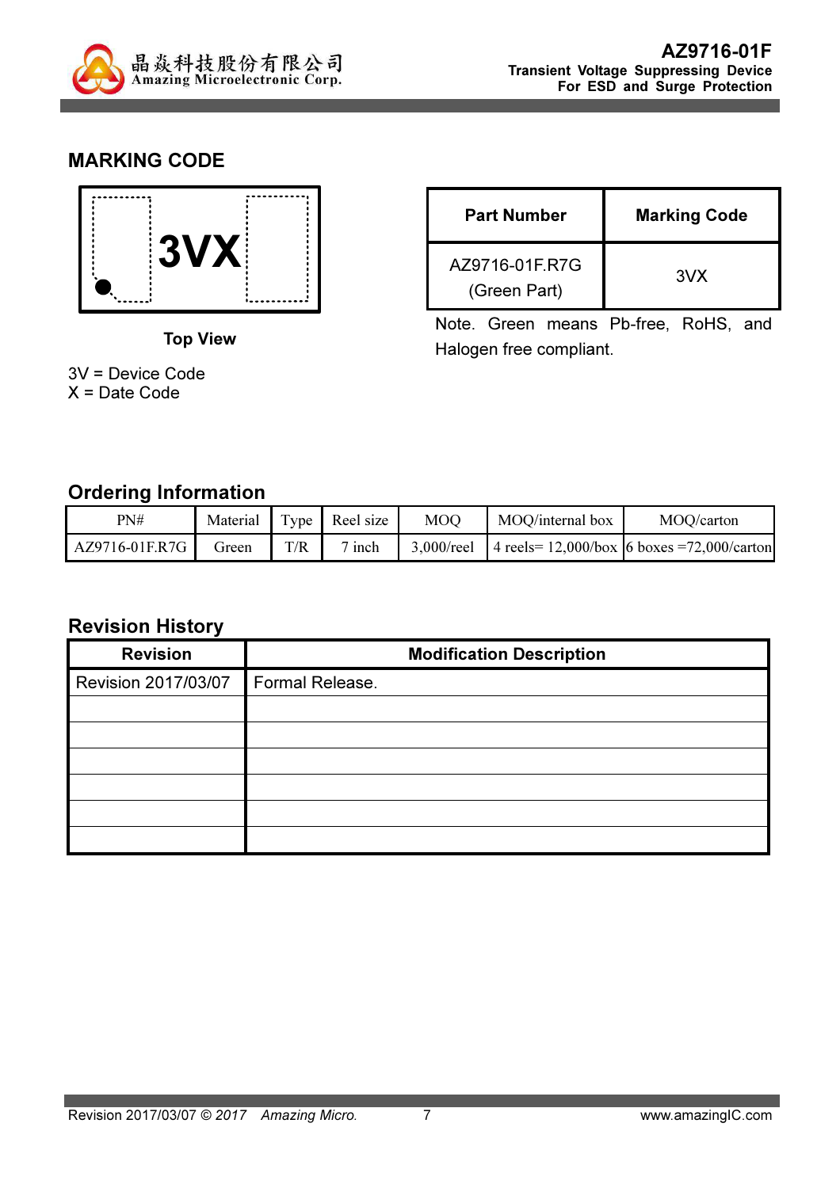## MARKING CODE

3VX

**Top View**

3V = Device Code
X = Date Code

| Part Number | Marking Code |
|---|---|
| AZ9716-01F.R7G (Green Part) | 3VX |

Note. Green means Pb-free, RoHS, and Halogen free compliant.

## Ordering Information

| PN# | Material | Type | Reel size | MOQ | MOQ/internal box | MOQ/carton |
|---|---|---|---|---|---|---|
| AZ9716-01F.R7G | Green | T/R | 7 inch | 3,000/reel | 4 reels= 12,000/box | 6 boxes =72,000/carton |

## Revision History

| Revision | Modification Description |
|---|---|
| Revision 2017/03/07 | Formal Release. |
| | |
| | |
| | |
| | |
| | |
| | |